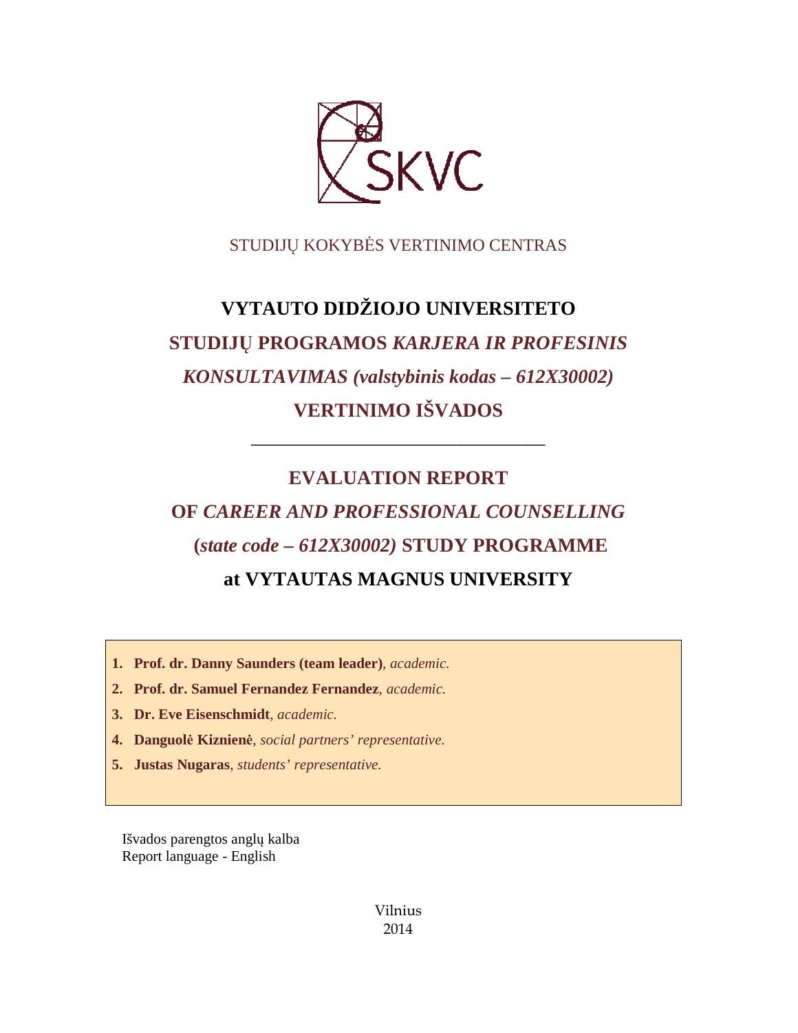SKVC

STUDIJŲ KOKYBĖS VERTINIMO CENTRAS

# VYTAUTO DIDŽIOJO UNIVERSITETO STUDIJŲ PROGRAMOS *KARJERA IR PROFESINIS KONSULTAVIMAS (valstybinis kodas – 612X30002)* VERTINIMO IŠVADOS

---

# EVALUATION REPORT OF *CAREER AND PROFESSIONAL COUNSELLING* (*state code – 612X30002)* STUDY PROGRAMME at VYTAUTAS MAGNUS UNIVERSITY

1. **Prof. dr. Danny Saunders (team leader)**, *academic.*
2. **Prof. dr. Samuel Fernandez Fernandez**, *academic.*
3. **Dr. Eve Eisenschmidt**, *academic.*
4. **Danguolė Kiznienė**, *social partners' representative.*
5. **Justas Nugaras**, *students' representative.*

Išvados parengtos anglų kalba
Report language - English

Vilnius
2014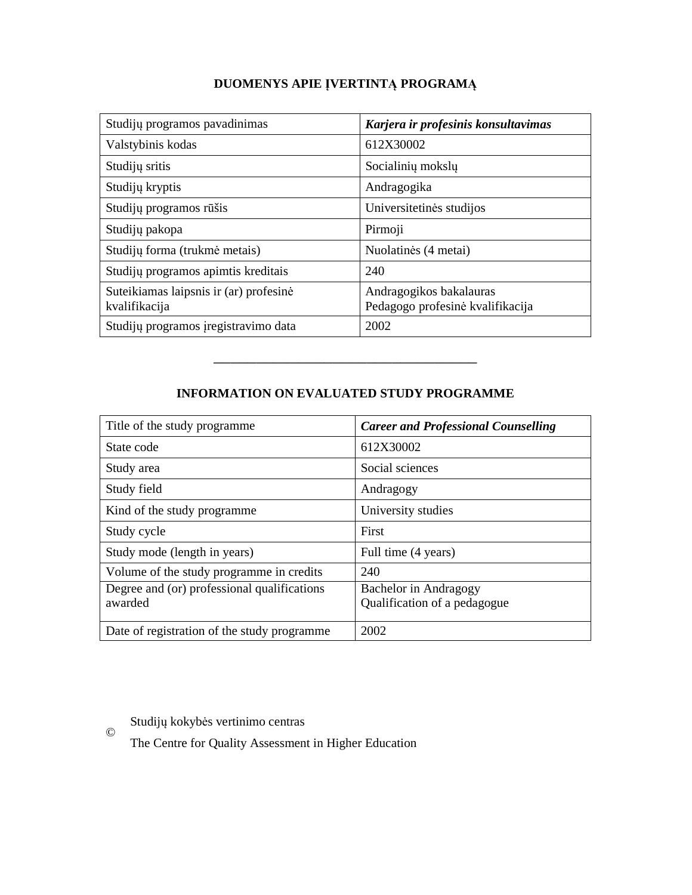## DUOMENYS APIE ĮVERTINTĄ PROGRAMĄ

| Studijų programos pavadinimas | ***Karjera ir profesinis konsultavimas*** |
|---|---|
| Valstybinis kodas | 612X30002 |
| Studijų sritis | Socialinių mokslų |
| Studijų kryptis | Andragogika |
| Studijų programos rūšis | Universitetinės studijos |
| Studijų pakopa | Pirmoji |
| Studijų forma (trukmė metais) | Nuolatinės (4 metai) |
| Studijų programos apimtis kreditais | 240 |
| Suteikiamas laipsnis ir (ar) profesinė kvalifikacija | Andragogikos bakalauras<br>Pedagogo profesinė kvalifikacija |
| Studijų programos įregistravimo data | 2002 |

---

## INFORMATION ON EVALUATED STUDY PROGRAMME

| Title of the study programme | ***Career and Professional Counselling*** |
|---|---|
| State code | 612X30002 |
| Study area | Social sciences |
| Study field | Andragogy |
| Kind of the study programme | University studies |
| Study cycle | First |
| Study mode (length in years) | Full time (4 years) |
| Volume of the study programme in credits | 240 |
| Degree and (or) professional qualifications awarded | Bachelor in Andragogy<br>Qualification of a pedagogue |
| Date of registration of the study programme | 2002 |

© Studijų kokybės vertinimo centras

The Centre for Quality Assessment in Higher Education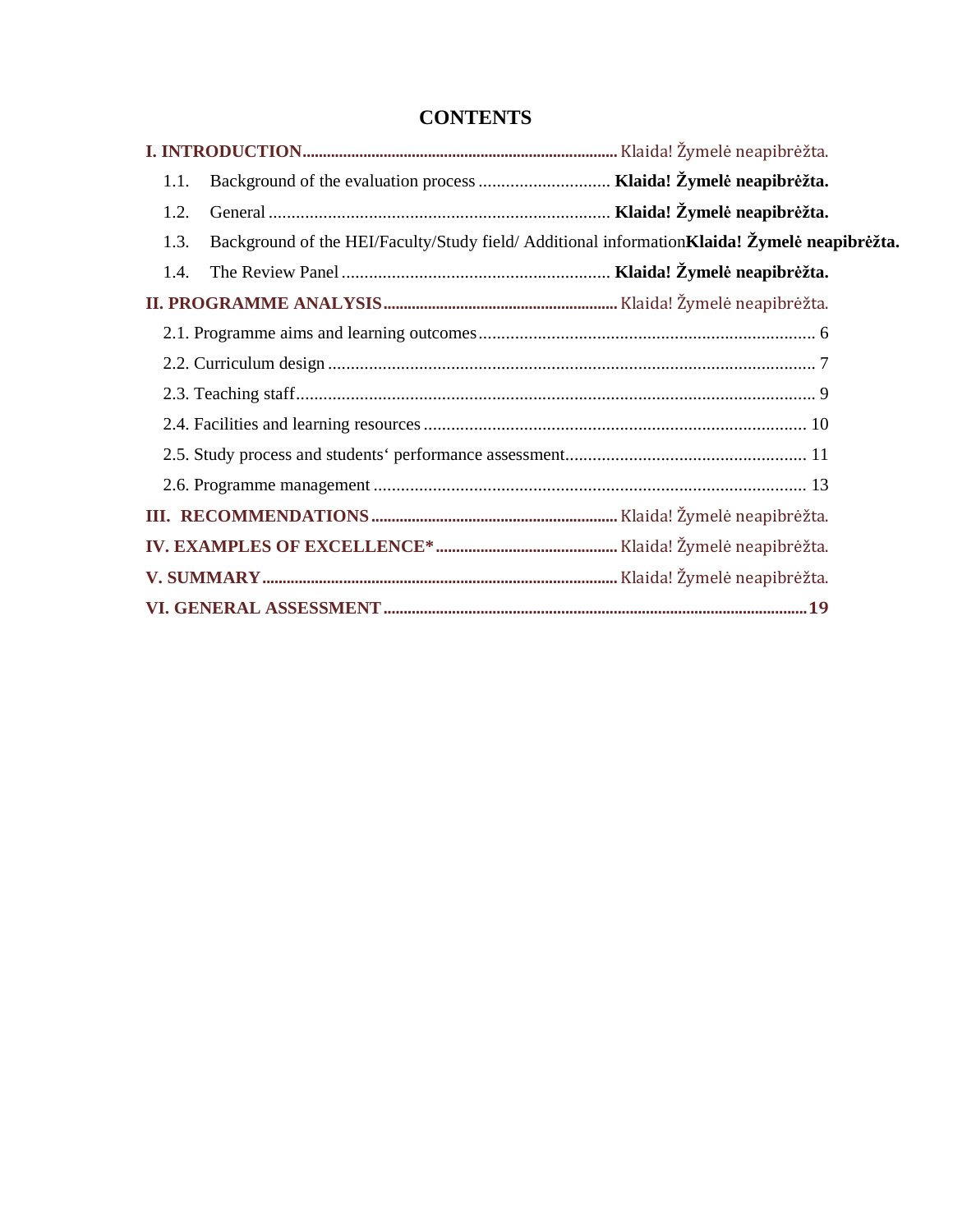# CONTENTS

**I. INTRODUCTION** ........ Klaida! Žymelė neapibrėžta.

1.1. Background of the evaluation process ........ **Klaida! Žymelė neapibrėžta.**

1.2. General ........ **Klaida! Žymelė neapibrėžta.**

1.3. Background of the HEI/Faculty/Study field/ Additional information **Klaida! Žymelė neapibrėžta.**

1.4. The Review Panel ........ **Klaida! Žymelė neapibrėžta.**

**II. PROGRAMME ANALYSIS** ........ Klaida! Žymelė neapibrėžta.

2.1. Programme aims and learning outcomes ........ 6

2.2. Curriculum design ........ 7

2.3. Teaching staff ........ 9

2.4. Facilities and learning resources ........ 10

2.5. Study process and students‘ performance assessment ........ 11

2.6. Programme management ........ 13

**III. RECOMMENDATIONS** ........ Klaida! Žymelė neapibrėžta.

**IV. EXAMPLES OF EXCELLENCE*** ........ Klaida! Žymelė neapibrėžta.

**V. SUMMARY** ........ Klaida! Žymelė neapibrėžta.

**VI. GENERAL ASSESSMENT** ........ **19**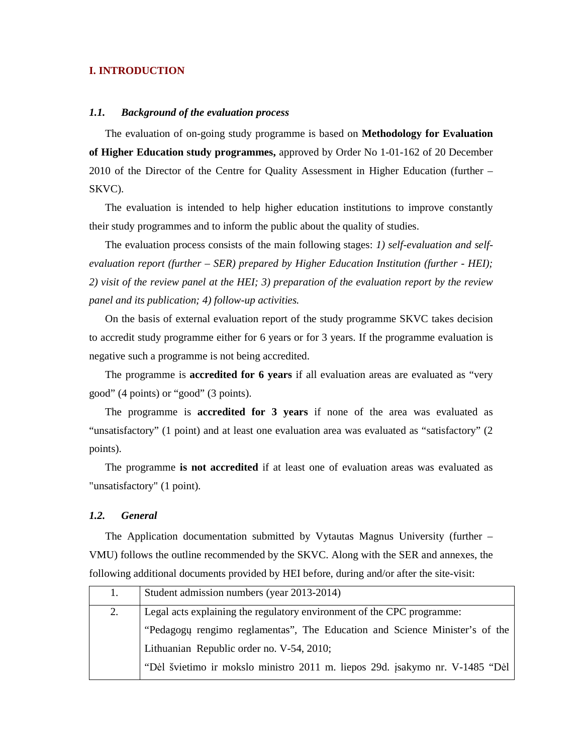## I. INTRODUCTION

### *1.1. Background of the evaluation process*

The evaluation of on-going study programme is based on **Methodology for Evaluation of Higher Education study programmes,** approved by Order No 1-01-162 of 20 December 2010 of the Director of the Centre for Quality Assessment in Higher Education (further – SKVC).

The evaluation is intended to help higher education institutions to improve constantly their study programmes and to inform the public about the quality of studies.

The evaluation process consists of the main following stages: *1) self-evaluation and self-evaluation report (further – SER) prepared by Higher Education Institution (further - HEI); 2) visit of the review panel at the HEI; 3) preparation of the evaluation report by the review panel and its publication; 4) follow-up activities.*

On the basis of external evaluation report of the study programme SKVC takes decision to accredit study programme either for 6 years or for 3 years. If the programme evaluation is negative such a programme is not being accredited.

The programme is **accredited for 6 years** if all evaluation areas are evaluated as "very good" (4 points) or "good" (3 points).

The programme is **accredited for 3 years** if none of the area was evaluated as "unsatisfactory" (1 point) and at least one evaluation area was evaluated as "satisfactory" (2 points).

The programme **is not accredited** if at least one of evaluation areas was evaluated as "unsatisfactory" (1 point).

### *1.2. General*

The Application documentation submitted by Vytautas Magnus University (further – VMU) follows the outline recommended by the SKVC. Along with the SER and annexes, the following additional documents provided by HEI before, during and/or after the site-visit:

| | |
|---|---|
| 1. | Student admission numbers (year 2013-2014) |
| 2. | Legal acts explaining the regulatory environment of the CPC programme:<br>"Pedagogų rengimo reglamentas", The Education and Science Minister's of the Lithuanian Republic order no. V-54, 2010;<br>"Dėl švietimo ir mokslo ministro 2011 m. liepos 29d. įsakymo nr. V-1485 "Dėl |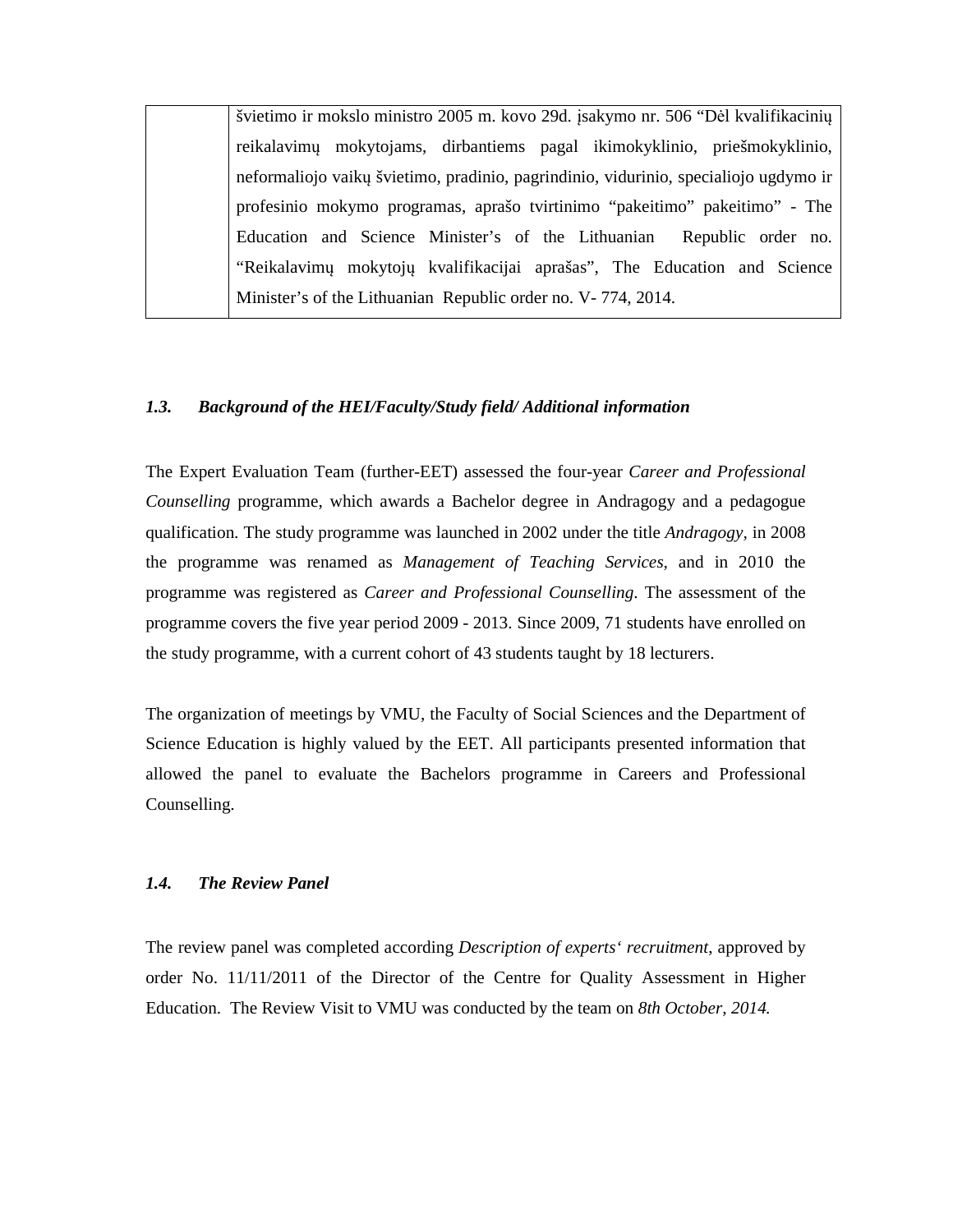| | švietimo ir mokslo ministro 2005 m. kovo 29d. įsakymo nr. 506 "Dėl kvalifikacinių reikalavimų mokytojams, dirbantiems pagal ikimokyklinio, priešmokyklinio, neformaliojo vaikų švietimo, pradinio, pagrindinio, vidurinio, specialiojo ugdymo ir profesinio mokymo programas, aprašo tvirtinimo "pakeitimo" pakeitimo" - The Education and Science Minister's of the Lithuanian Republic order no. "Reikalavimų mokytojų kvalifikacijai aprašas", The Education and Science Minister's of the Lithuanian Republic order no. V- 774, 2014. |
|---|---|

### *1.3. Background of the HEI/Faculty/Study field/ Additional information*

The Expert Evaluation Team (further-EET) assessed the four-year *Career and Professional Counselling* programme, which awards a Bachelor degree in Andragogy and a pedagogue qualification. The study programme was launched in 2002 under the title *Andragogy*, in 2008 the programme was renamed as *Management of Teaching Services*, and in 2010 the programme was registered as *Career and Professional Counselling*. The assessment of the programme covers the five year period 2009 - 2013. Since 2009, 71 students have enrolled on the study programme, with a current cohort of 43 students taught by 18 lecturers.

The organization of meetings by VMU, the Faculty of Social Sciences and the Department of Science Education is highly valued by the EET. All participants presented information that allowed the panel to evaluate the Bachelors programme in Careers and Professional Counselling.

### *1.4. The Review Panel*

The review panel was completed according *Description of experts' recruitment*, approved by order No. 11/11/2011 of the Director of the Centre for Quality Assessment in Higher Education. The Review Visit to VMU was conducted by the team on *8th October, 2014.*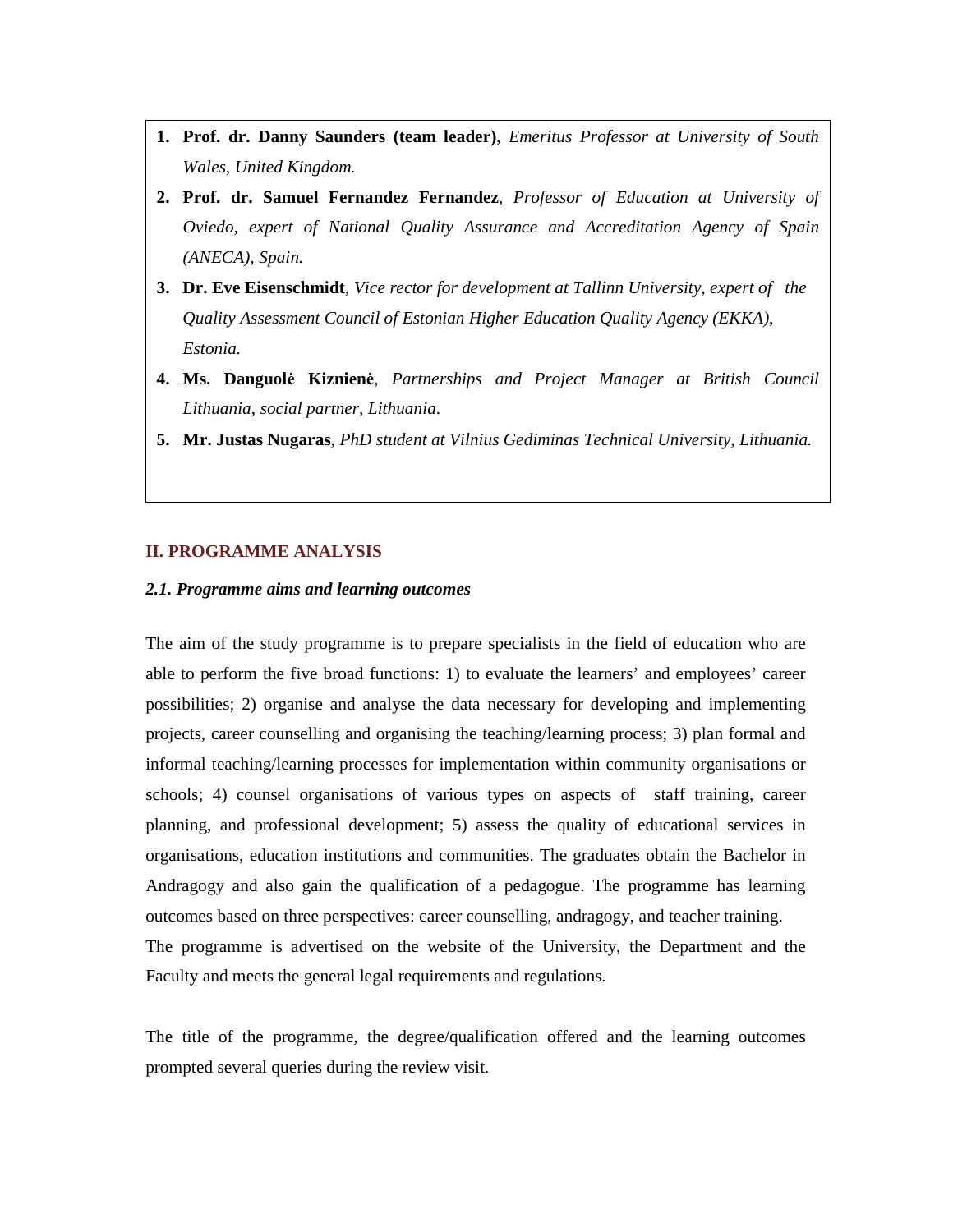1. **Prof. dr. Danny Saunders (team leader)**, *Emeritus Professor at University of South Wales, United Kingdom.*
2. **Prof. dr. Samuel Fernandez Fernandez**, *Professor of Education at University of Oviedo, expert of National Quality Assurance and Accreditation Agency of Spain (ANECA), Spain.*
3. **Dr. Eve Eisenschmidt**, *Vice rector for development at Tallinn University, expert of the Quality Assessment Council of Estonian Higher Education Quality Agency (EKKA), Estonia.*
4. **Ms. Danguolė Kiznienė**, *Partnerships and Project Manager at British Council Lithuania, social partner, Lithuania.*
5. **Mr. Justas Nugaras**, *PhD student at Vilnius Gediminas Technical University, Lithuania.*

## II. PROGRAMME ANALYSIS

### *2.1. Programme aims and learning outcomes*

The aim of the study programme is to prepare specialists in the field of education who are able to perform the five broad functions: 1) to evaluate the learners' and employees' career possibilities; 2) organise and analyse the data necessary for developing and implementing projects, career counselling and organising the teaching/learning process; 3) plan formal and informal teaching/learning processes for implementation within community organisations or schools; 4) counsel organisations of various types on aspects of staff training, career planning, and professional development; 5) assess the quality of educational services in organisations, education institutions and communities. The graduates obtain the Bachelor in Andragogy and also gain the qualification of a pedagogue. The programme has learning outcomes based on three perspectives: career counselling, andragogy, and teacher training.
The programme is advertised on the website of the University, the Department and the Faculty and meets the general legal requirements and regulations.

The title of the programme, the degree/qualification offered and the learning outcomes prompted several queries during the review visit.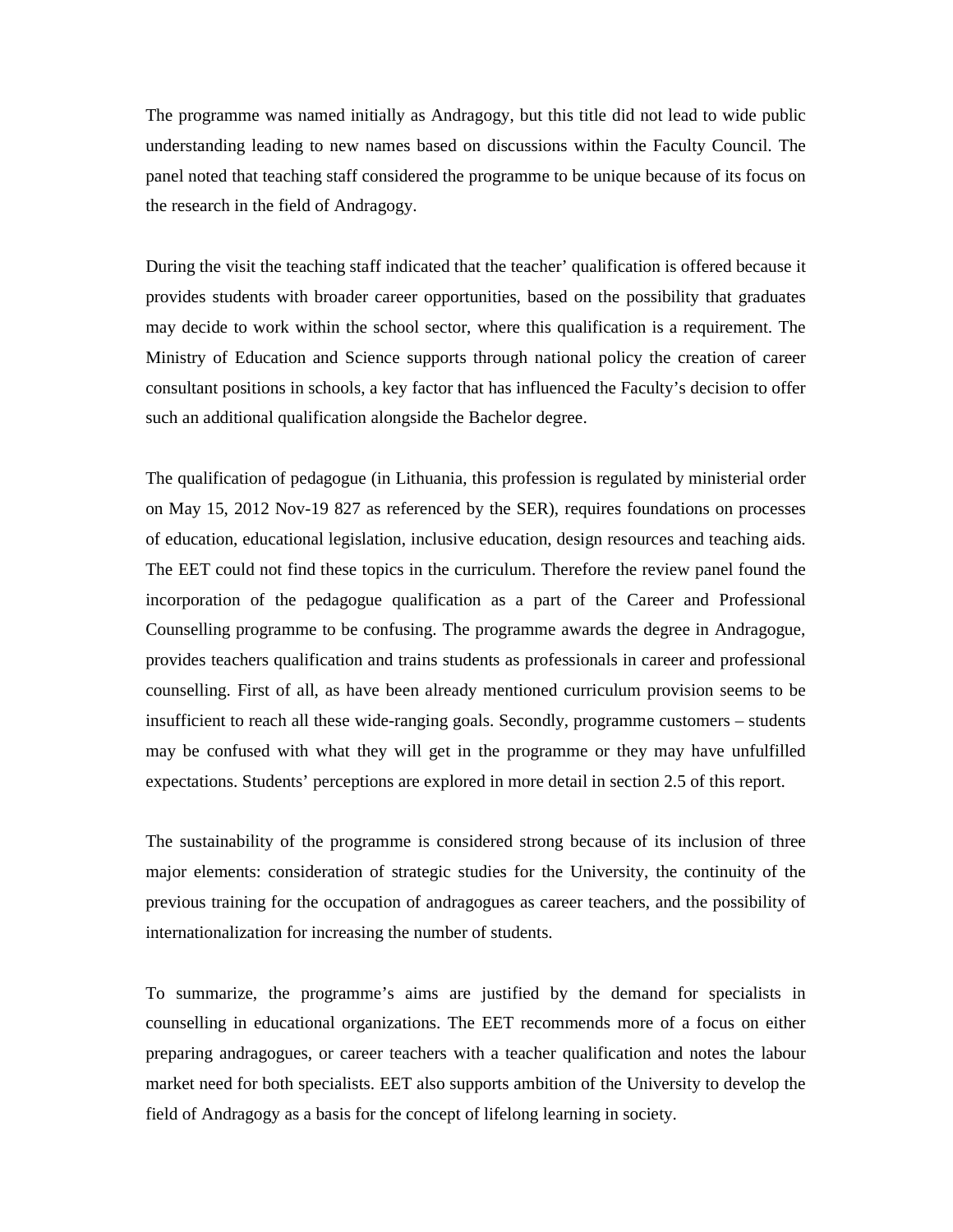The programme was named initially as Andragogy, but this title did not lead to wide public understanding leading to new names based on discussions within the Faculty Council. The panel noted that teaching staff considered the programme to be unique because of its focus on the research in the field of Andragogy.

During the visit the teaching staff indicated that the teacher' qualification is offered because it provides students with broader career opportunities, based on the possibility that graduates may decide to work within the school sector, where this qualification is a requirement. The Ministry of Education and Science supports through national policy the creation of career consultant positions in schools, a key factor that has influenced the Faculty's decision to offer such an additional qualification alongside the Bachelor degree.

The qualification of pedagogue (in Lithuania, this profession is regulated by ministerial order on May 15, 2012 Nov-19 827 as referenced by the SER), requires foundations on processes of education, educational legislation, inclusive education, design resources and teaching aids. The EET could not find these topics in the curriculum. Therefore the review panel found the incorporation of the pedagogue qualification as a part of the Career and Professional Counselling programme to be confusing. The programme awards the degree in Andragogue, provides teachers qualification and trains students as professionals in career and professional counselling. First of all, as have been already mentioned curriculum provision seems to be insufficient to reach all these wide-ranging goals. Secondly, programme customers – students may be confused with what they will get in the programme or they may have unfulfilled expectations. Students' perceptions are explored in more detail in section 2.5 of this report.

The sustainability of the programme is considered strong because of its inclusion of three major elements: consideration of strategic studies for the University, the continuity of the previous training for the occupation of andragogues as career teachers, and the possibility of internationalization for increasing the number of students.

To summarize, the programme's aims are justified by the demand for specialists in counselling in educational organizations. The EET recommends more of a focus on either preparing andragogues, or career teachers with a teacher qualification and notes the labour market need for both specialists. EET also supports ambition of the University to develop the field of Andragogy as a basis for the concept of lifelong learning in society.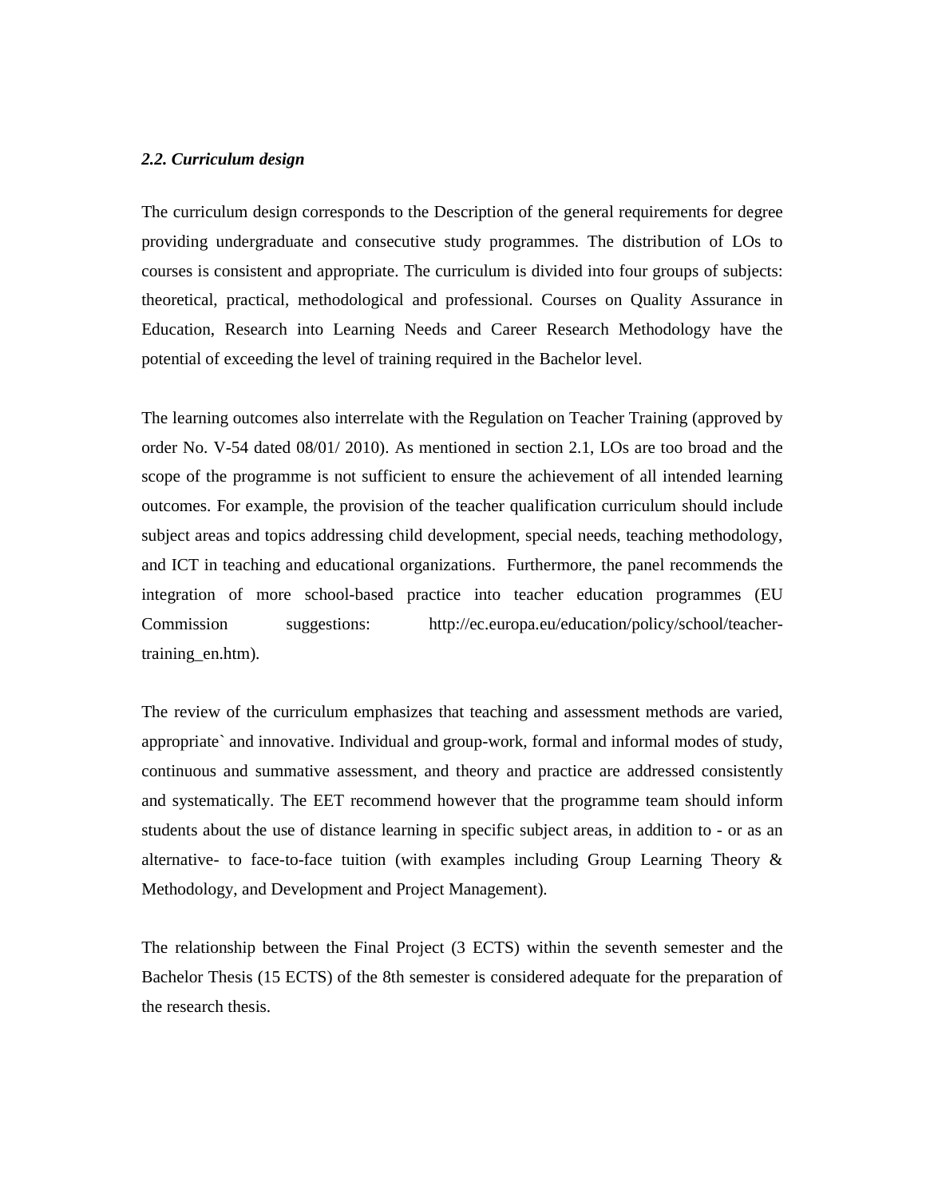### *2.2. Curriculum design*

The curriculum design corresponds to the Description of the general requirements for degree providing undergraduate and consecutive study programmes. The distribution of LOs to courses is consistent and appropriate. The curriculum is divided into four groups of subjects: theoretical, practical, methodological and professional. Courses on Quality Assurance in Education, Research into Learning Needs and Career Research Methodology have the potential of exceeding the level of training required in the Bachelor level.

The learning outcomes also interrelate with the Regulation on Teacher Training (approved by order No. V-54 dated 08/01/ 2010). As mentioned in section 2.1, LOs are too broad and the scope of the programme is not sufficient to ensure the achievement of all intended learning outcomes. For example, the provision of the teacher qualification curriculum should include subject areas and topics addressing child development, special needs, teaching methodology, and ICT in teaching and educational organizations. Furthermore, the panel recommends the integration of more school-based practice into teacher education programmes (EU Commission suggestions: http://ec.europa.eu/education/policy/school/teacher-training_en.htm).

The review of the curriculum emphasizes that teaching and assessment methods are varied, appropriate` and innovative. Individual and group-work, formal and informal modes of study, continuous and summative assessment, and theory and practice are addressed consistently and systematically. The EET recommend however that the programme team should inform students about the use of distance learning in specific subject areas, in addition to - or as an alternative- to face-to-face tuition (with examples including Group Learning Theory & Methodology, and Development and Project Management).

The relationship between the Final Project (3 ECTS) within the seventh semester and the Bachelor Thesis (15 ECTS) of the 8th semester is considered adequate for the preparation of the research thesis.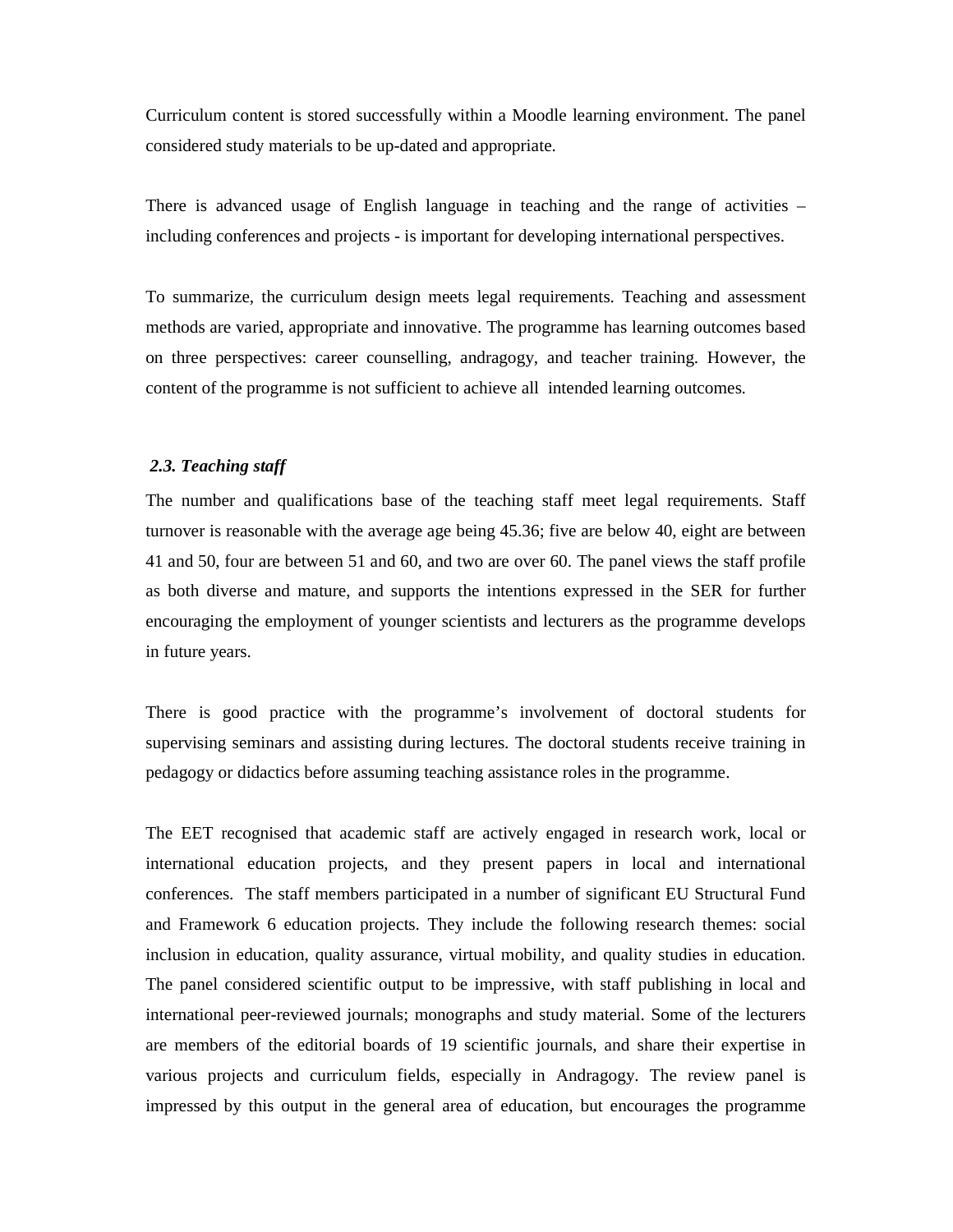Curriculum content is stored successfully within a Moodle learning environment. The panel considered study materials to be up-dated and appropriate.

There is advanced usage of English language in teaching and the range of activities – including conferences and projects - is important for developing international perspectives.

To summarize, the curriculum design meets legal requirements. Teaching and assessment methods are varied, appropriate and innovative. The programme has learning outcomes based on three perspectives: career counselling, andragogy, and teacher training. However, the content of the programme is not sufficient to achieve all intended learning outcomes.

### *2.3. Teaching staff*

The number and qualifications base of the teaching staff meet legal requirements. Staff turnover is reasonable with the average age being 45.36; five are below 40, eight are between 41 and 50, four are between 51 and 60, and two are over 60. The panel views the staff profile as both diverse and mature, and supports the intentions expressed in the SER for further encouraging the employment of younger scientists and lecturers as the programme develops in future years.

There is good practice with the programme's involvement of doctoral students for supervising seminars and assisting during lectures. The doctoral students receive training in pedagogy or didactics before assuming teaching assistance roles in the programme.

The EET recognised that academic staff are actively engaged in research work, local or international education projects, and they present papers in local and international conferences. The staff members participated in a number of significant EU Structural Fund and Framework 6 education projects. They include the following research themes: social inclusion in education, quality assurance, virtual mobility, and quality studies in education. The panel considered scientific output to be impressive, with staff publishing in local and international peer-reviewed journals; monographs and study material. Some of the lecturers are members of the editorial boards of 19 scientific journals, and share their expertise in various projects and curriculum fields, especially in Andragogy. The review panel is impressed by this output in the general area of education, but encourages the programme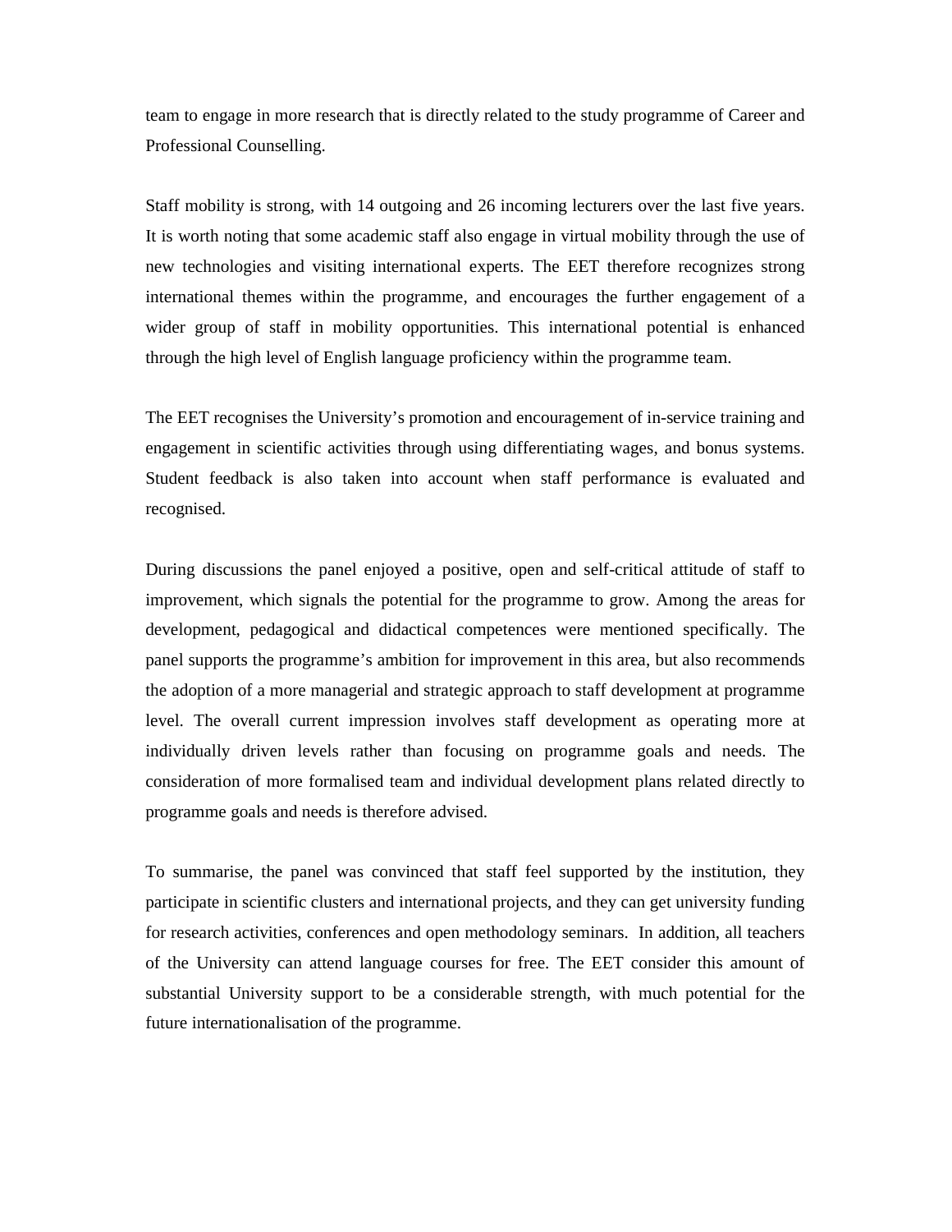team to engage in more research that is directly related to the study programme of Career and Professional Counselling.

Staff mobility is strong, with 14 outgoing and 26 incoming lecturers over the last five years. It is worth noting that some academic staff also engage in virtual mobility through the use of new technologies and visiting international experts. The EET therefore recognizes strong international themes within the programme, and encourages the further engagement of a wider group of staff in mobility opportunities. This international potential is enhanced through the high level of English language proficiency within the programme team.

The EET recognises the University's promotion and encouragement of in-service training and engagement in scientific activities through using differentiating wages, and bonus systems. Student feedback is also taken into account when staff performance is evaluated and recognised.

During discussions the panel enjoyed a positive, open and self-critical attitude of staff to improvement, which signals the potential for the programme to grow. Among the areas for development, pedagogical and didactical competences were mentioned specifically. The panel supports the programme's ambition for improvement in this area, but also recommends the adoption of a more managerial and strategic approach to staff development at programme level. The overall current impression involves staff development as operating more at individually driven levels rather than focusing on programme goals and needs. The consideration of more formalised team and individual development plans related directly to programme goals and needs is therefore advised.

To summarise, the panel was convinced that staff feel supported by the institution, they participate in scientific clusters and international projects, and they can get university funding for research activities, conferences and open methodology seminars. In addition, all teachers of the University can attend language courses for free. The EET consider this amount of substantial University support to be a considerable strength, with much potential for the future internationalisation of the programme.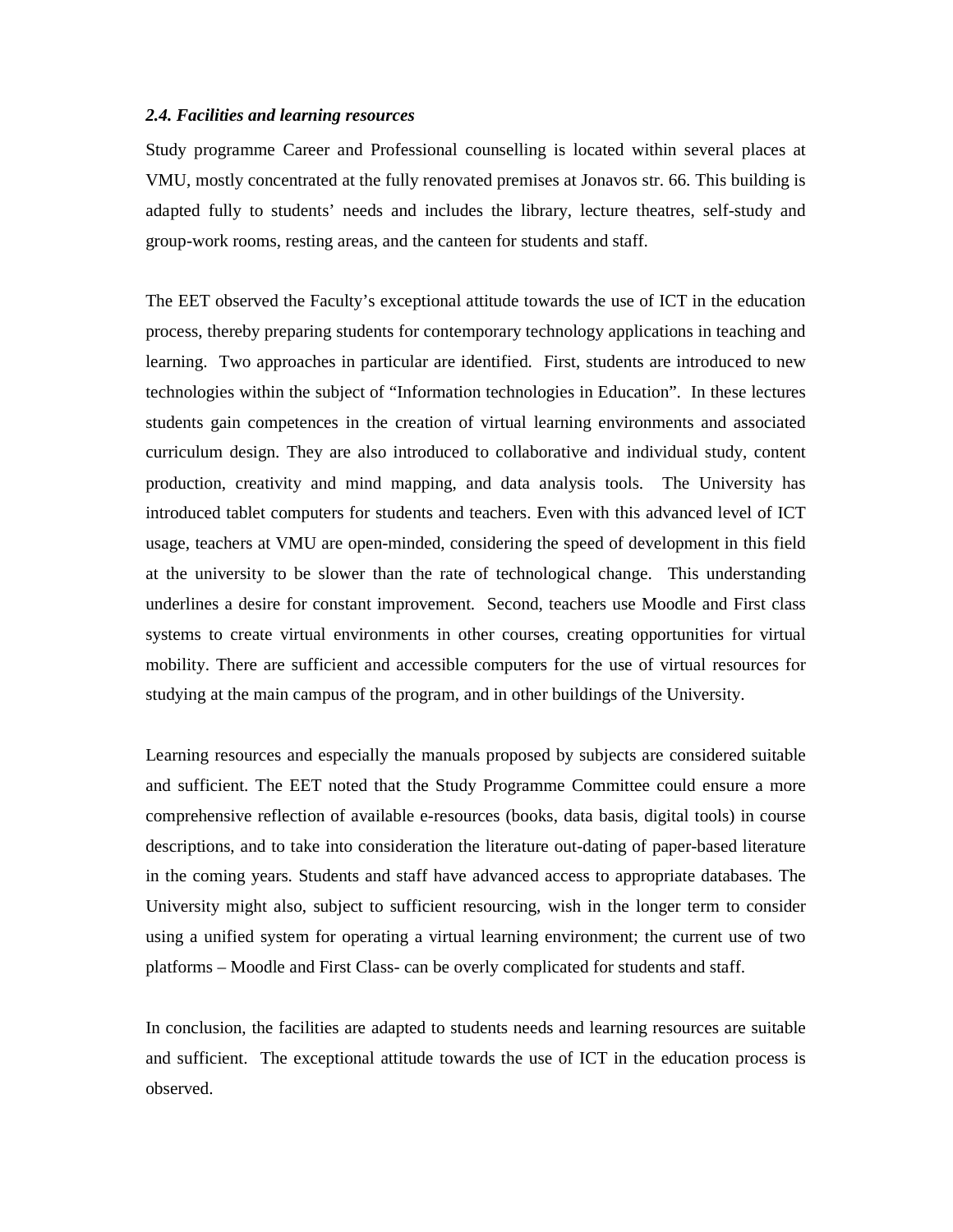### *2.4. Facilities and learning resources*

Study programme Career and Professional counselling is located within several places at VMU, mostly concentrated at the fully renovated premises at Jonavos str. 66. This building is adapted fully to students' needs and includes the library, lecture theatres, self-study and group-work rooms, resting areas, and the canteen for students and staff.

The EET observed the Faculty's exceptional attitude towards the use of ICT in the education process, thereby preparing students for contemporary technology applications in teaching and learning. Two approaches in particular are identified. First, students are introduced to new technologies within the subject of "Information technologies in Education". In these lectures students gain competences in the creation of virtual learning environments and associated curriculum design. They are also introduced to collaborative and individual study, content production, creativity and mind mapping, and data analysis tools. The University has introduced tablet computers for students and teachers. Even with this advanced level of ICT usage, teachers at VMU are open-minded, considering the speed of development in this field at the university to be slower than the rate of technological change. This understanding underlines a desire for constant improvement. Second, teachers use Moodle and First class systems to create virtual environments in other courses, creating opportunities for virtual mobility. There are sufficient and accessible computers for the use of virtual resources for studying at the main campus of the program, and in other buildings of the University.

Learning resources and especially the manuals proposed by subjects are considered suitable and sufficient. The EET noted that the Study Programme Committee could ensure a more comprehensive reflection of available e-resources (books, data basis, digital tools) in course descriptions, and to take into consideration the literature out-dating of paper-based literature in the coming years. Students and staff have advanced access to appropriate databases. The University might also, subject to sufficient resourcing, wish in the longer term to consider using a unified system for operating a virtual learning environment; the current use of two platforms – Moodle and First Class- can be overly complicated for students and staff.

In conclusion, the facilities are adapted to students needs and learning resources are suitable and sufficient. The exceptional attitude towards the use of ICT in the education process is observed.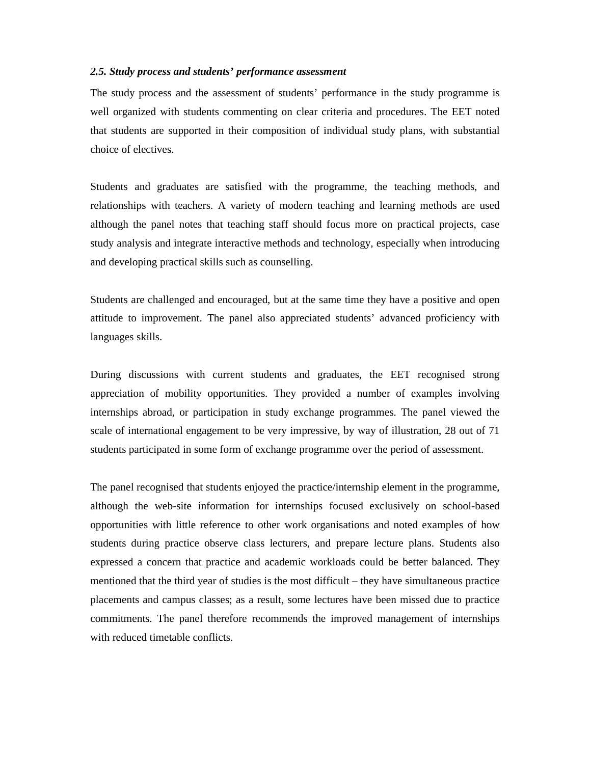### *2.5. Study process and students' performance assessment*

The study process and the assessment of students' performance in the study programme is well organized with students commenting on clear criteria and procedures. The EET noted that students are supported in their composition of individual study plans, with substantial choice of electives.

Students and graduates are satisfied with the programme, the teaching methods, and relationships with teachers. A variety of modern teaching and learning methods are used although the panel notes that teaching staff should focus more on practical projects, case study analysis and integrate interactive methods and technology, especially when introducing and developing practical skills such as counselling.

Students are challenged and encouraged, but at the same time they have a positive and open attitude to improvement. The panel also appreciated students' advanced proficiency with languages skills.

During discussions with current students and graduates, the EET recognised strong appreciation of mobility opportunities. They provided a number of examples involving internships abroad, or participation in study exchange programmes. The panel viewed the scale of international engagement to be very impressive, by way of illustration, 28 out of 71 students participated in some form of exchange programme over the period of assessment.

The panel recognised that students enjoyed the practice/internship element in the programme, although the web-site information for internships focused exclusively on school-based opportunities with little reference to other work organisations and noted examples of how students during practice observe class lecturers, and prepare lecture plans. Students also expressed a concern that practice and academic workloads could be better balanced. They mentioned that the third year of studies is the most difficult – they have simultaneous practice placements and campus classes; as a result, some lectures have been missed due to practice commitments. The panel therefore recommends the improved management of internships with reduced timetable conflicts.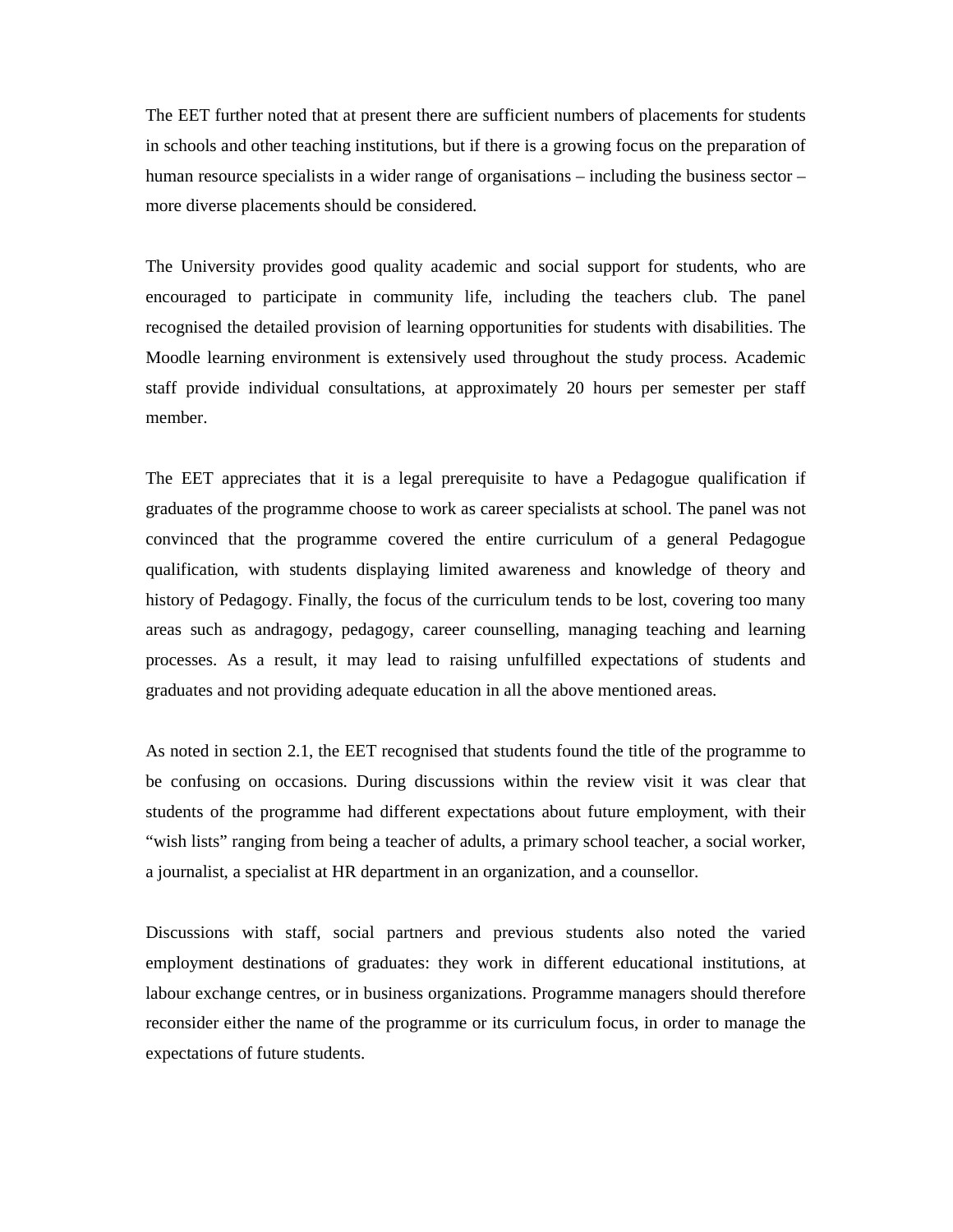The EET further noted that at present there are sufficient numbers of placements for students in schools and other teaching institutions, but if there is a growing focus on the preparation of human resource specialists in a wider range of organisations – including the business sector – more diverse placements should be considered.

The University provides good quality academic and social support for students, who are encouraged to participate in community life, including the teachers club. The panel recognised the detailed provision of learning opportunities for students with disabilities. The Moodle learning environment is extensively used throughout the study process. Academic staff provide individual consultations, at approximately 20 hours per semester per staff member.

The EET appreciates that it is a legal prerequisite to have a Pedagogue qualification if graduates of the programme choose to work as career specialists at school. The panel was not convinced that the programme covered the entire curriculum of a general Pedagogue qualification, with students displaying limited awareness and knowledge of theory and history of Pedagogy. Finally, the focus of the curriculum tends to be lost, covering too many areas such as andragogy, pedagogy, career counselling, managing teaching and learning processes. As a result, it may lead to raising unfulfilled expectations of students and graduates and not providing adequate education in all the above mentioned areas.

As noted in section 2.1, the EET recognised that students found the title of the programme to be confusing on occasions. During discussions within the review visit it was clear that students of the programme had different expectations about future employment, with their "wish lists" ranging from being a teacher of adults, a primary school teacher, a social worker, a journalist, a specialist at HR department in an organization, and a counsellor.

Discussions with staff, social partners and previous students also noted the varied employment destinations of graduates: they work in different educational institutions, at labour exchange centres, or in business organizations. Programme managers should therefore reconsider either the name of the programme or its curriculum focus, in order to manage the expectations of future students.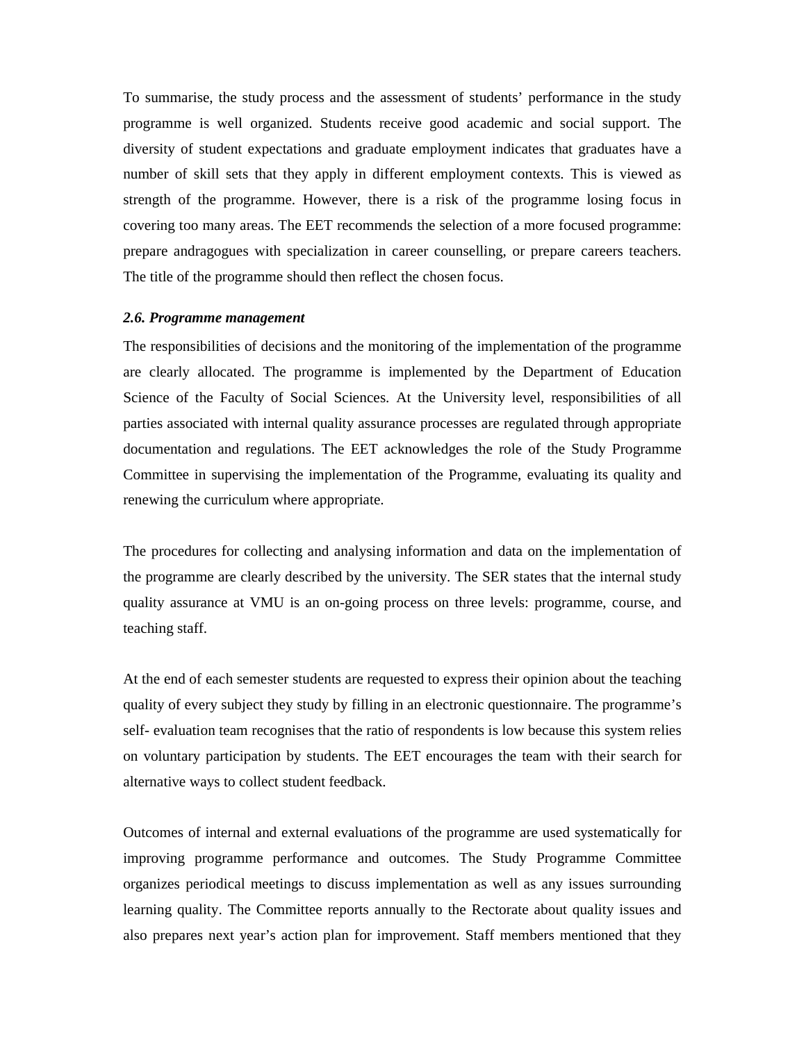To summarise, the study process and the assessment of students' performance in the study programme is well organized. Students receive good academic and social support. The diversity of student expectations and graduate employment indicates that graduates have a number of skill sets that they apply in different employment contexts. This is viewed as strength of the programme. However, there is a risk of the programme losing focus in covering too many areas. The EET recommends the selection of a more focused programme: prepare andragogues with specialization in career counselling, or prepare careers teachers. The title of the programme should then reflect the chosen focus.

### *2.6. Programme management*

The responsibilities of decisions and the monitoring of the implementation of the programme are clearly allocated. The programme is implemented by the Department of Education Science of the Faculty of Social Sciences. At the University level, responsibilities of all parties associated with internal quality assurance processes are regulated through appropriate documentation and regulations. The EET acknowledges the role of the Study Programme Committee in supervising the implementation of the Programme, evaluating its quality and renewing the curriculum where appropriate.

The procedures for collecting and analysing information and data on the implementation of the programme are clearly described by the university. The SER states that the internal study quality assurance at VMU is an on-going process on three levels: programme, course, and teaching staff.

At the end of each semester students are requested to express their opinion about the teaching quality of every subject they study by filling in an electronic questionnaire. The programme's self- evaluation team recognises that the ratio of respondents is low because this system relies on voluntary participation by students. The EET encourages the team with their search for alternative ways to collect student feedback.

Outcomes of internal and external evaluations of the programme are used systematically for improving programme performance and outcomes. The Study Programme Committee organizes periodical meetings to discuss implementation as well as any issues surrounding learning quality. The Committee reports annually to the Rectorate about quality issues and also prepares next year's action plan for improvement. Staff members mentioned that they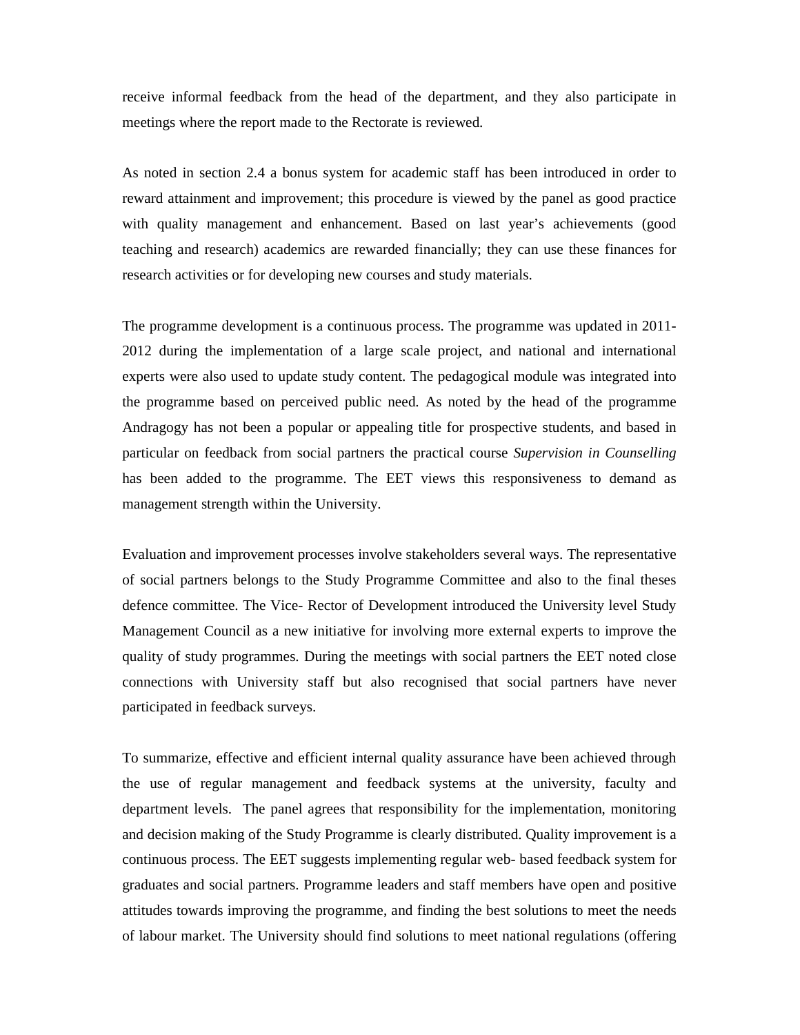receive informal feedback from the head of the department, and they also participate in meetings where the report made to the Rectorate is reviewed.

As noted in section 2.4 a bonus system for academic staff has been introduced in order to reward attainment and improvement; this procedure is viewed by the panel as good practice with quality management and enhancement. Based on last year's achievements (good teaching and research) academics are rewarded financially; they can use these finances for research activities or for developing new courses and study materials.

The programme development is a continuous process. The programme was updated in 2011-2012 during the implementation of a large scale project, and national and international experts were also used to update study content. The pedagogical module was integrated into the programme based on perceived public need. As noted by the head of the programme Andragogy has not been a popular or appealing title for prospective students, and based in particular on feedback from social partners the practical course *Supervision in Counselling* has been added to the programme. The EET views this responsiveness to demand as management strength within the University.

Evaluation and improvement processes involve stakeholders several ways. The representative of social partners belongs to the Study Programme Committee and also to the final theses defence committee. The Vice- Rector of Development introduced the University level Study Management Council as a new initiative for involving more external experts to improve the quality of study programmes. During the meetings with social partners the EET noted close connections with University staff but also recognised that social partners have never participated in feedback surveys.

To summarize, effective and efficient internal quality assurance have been achieved through the use of regular management and feedback systems at the university, faculty and department levels. The panel agrees that responsibility for the implementation, monitoring and decision making of the Study Programme is clearly distributed. Quality improvement is a continuous process. The EET suggests implementing regular web- based feedback system for graduates and social partners. Programme leaders and staff members have open and positive attitudes towards improving the programme, and finding the best solutions to meet the needs of labour market. The University should find solutions to meet national regulations (offering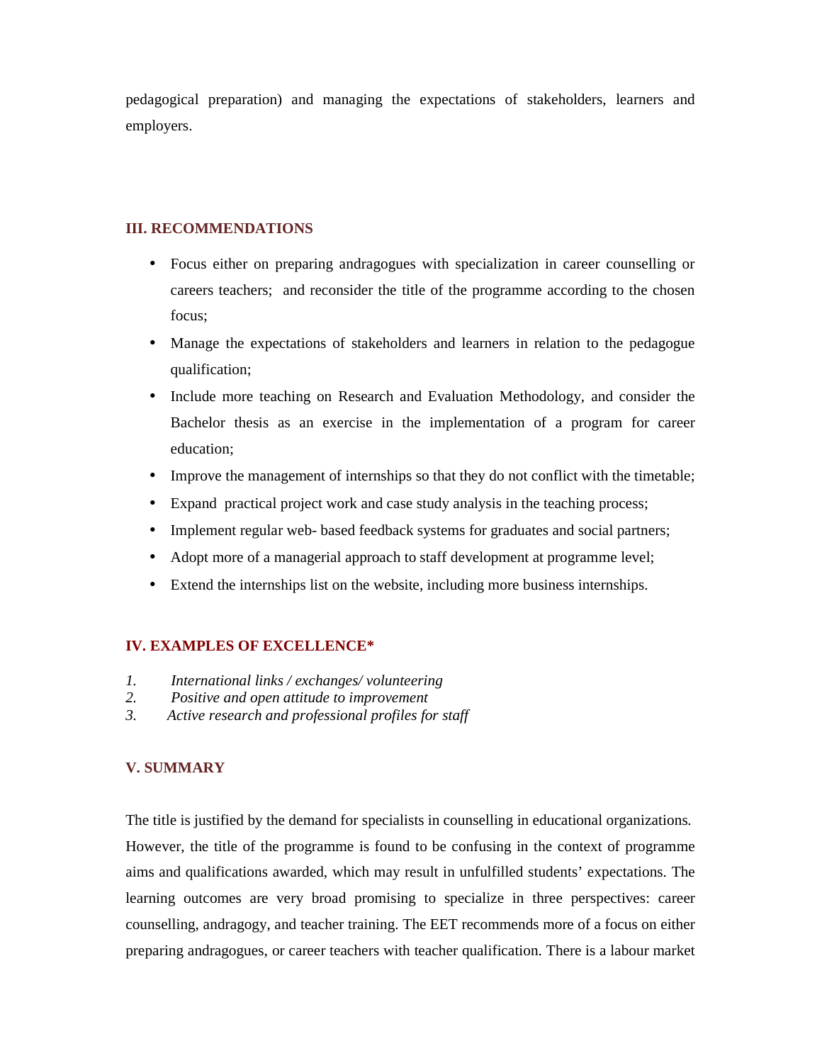pedagogical preparation) and managing the expectations of stakeholders, learners and employers.

## III. RECOMMENDATIONS

- Focus either on preparing andragogues with specialization in career counselling or careers teachers;  and reconsider the title of the programme according to the chosen focus;
- Manage the expectations of stakeholders and learners in relation to the pedagogue qualification;
- Include more teaching on Research and Evaluation Methodology, and consider the Bachelor thesis as an exercise in the implementation of a program for career education;
- Improve the management of internships so that they do not conflict with the timetable;
- Expand  practical project work and case study analysis in the teaching process;
- Implement regular web- based feedback systems for graduates and social partners;
- Adopt more of a managerial approach to staff development at programme level;
- Extend the internships list on the website, including more business internships.

## IV. EXAMPLES OF EXCELLENCE*

1. *International links / exchanges/ volunteering*
2. *Positive and open attitude to improvement*
3. *Active research and professional profiles for staff*

## V. SUMMARY

The title is justified by the demand for specialists in counselling in educational organizations. However, the title of the programme is found to be confusing in the context of programme aims and qualifications awarded, which may result in unfulfilled students' expectations. The learning outcomes are very broad promising to specialize in three perspectives: career counselling, andragogy, and teacher training. The EET recommends more of a focus on either preparing andragogues, or career teachers with teacher qualification. There is a labour market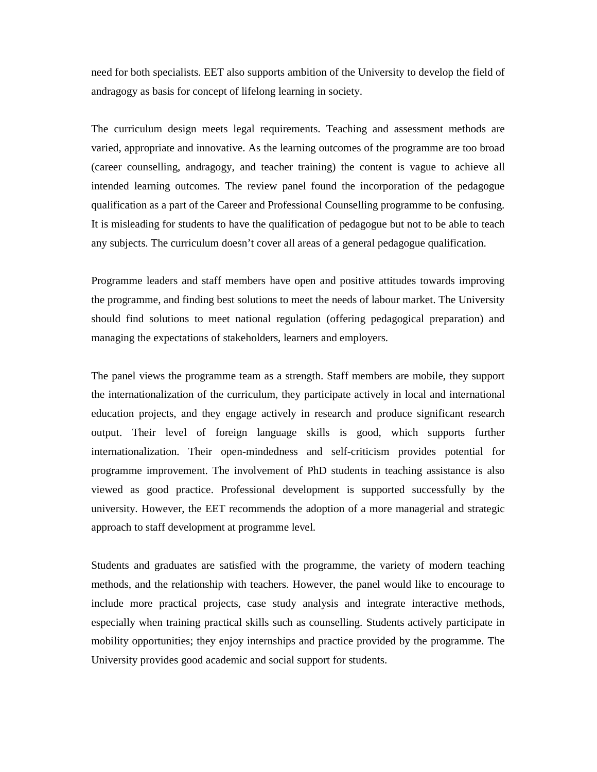need for both specialists. EET also supports ambition of the University to develop the field of andragogy as basis for concept of lifelong learning in society.

The curriculum design meets legal requirements. Teaching and assessment methods are varied, appropriate and innovative. As the learning outcomes of the programme are too broad (career counselling, andragogy, and teacher training) the content is vague to achieve all intended learning outcomes. The review panel found the incorporation of the pedagogue qualification as a part of the Career and Professional Counselling programme to be confusing. It is misleading for students to have the qualification of pedagogue but not to be able to teach any subjects. The curriculum doesn't cover all areas of a general pedagogue qualification.

Programme leaders and staff members have open and positive attitudes towards improving the programme, and finding best solutions to meet the needs of labour market. The University should find solutions to meet national regulation (offering pedagogical preparation) and managing the expectations of stakeholders, learners and employers.

The panel views the programme team as a strength. Staff members are mobile, they support the internationalization of the curriculum, they participate actively in local and international education projects, and they engage actively in research and produce significant research output. Their level of foreign language skills is good, which supports further internationalization. Their open-mindedness and self-criticism provides potential for programme improvement. The involvement of PhD students in teaching assistance is also viewed as good practice. Professional development is supported successfully by the university. However, the EET recommends the adoption of a more managerial and strategic approach to staff development at programme level.

Students and graduates are satisfied with the programme, the variety of modern teaching methods, and the relationship with teachers. However, the panel would like to encourage to include more practical projects, case study analysis and integrate interactive methods, especially when training practical skills such as counselling. Students actively participate in mobility opportunities; they enjoy internships and practice provided by the programme. The University provides good academic and social support for students.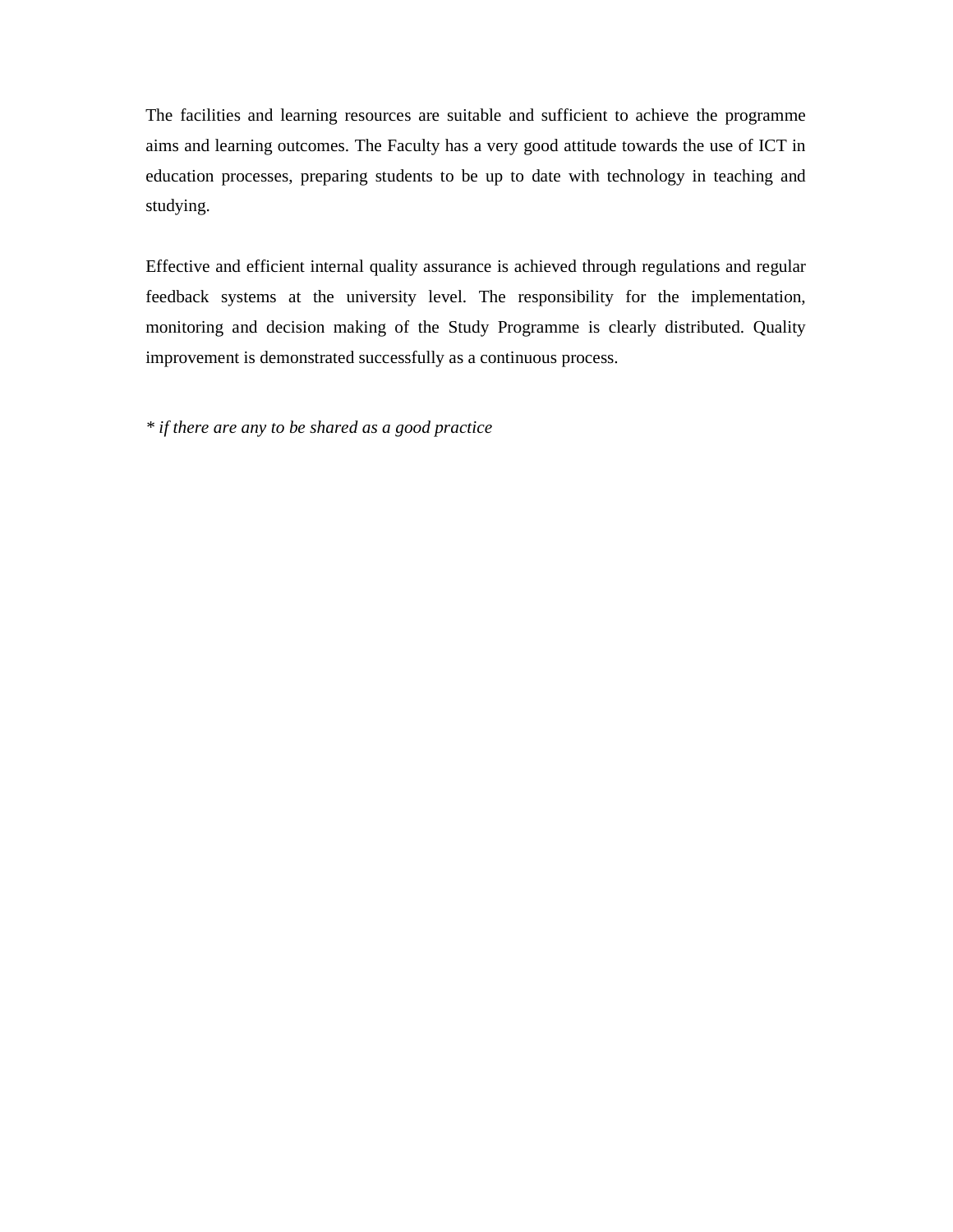The facilities and learning resources are suitable and sufficient to achieve the programme aims and learning outcomes. The Faculty has a very good attitude towards the use of ICT in education processes, preparing students to be up to date with technology in teaching and studying.

Effective and efficient internal quality assurance is achieved through regulations and regular feedback systems at the university level. The responsibility for the implementation, monitoring and decision making of the Study Programme is clearly distributed. Quality improvement is demonstrated successfully as a continuous process.

*\* if there are any to be shared as a good practice*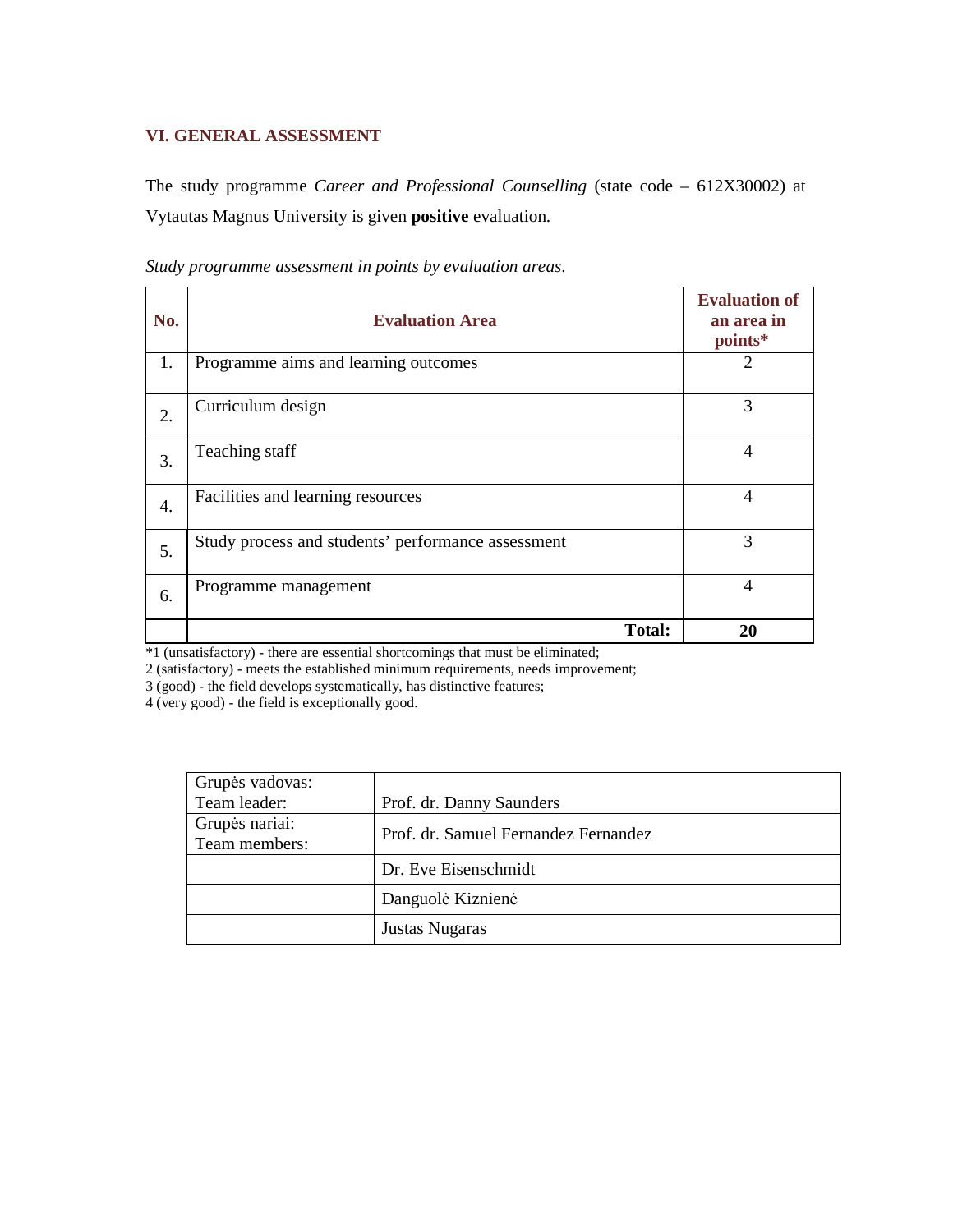## VI. GENERAL ASSESSMENT

The study programme *Career and Professional Counselling* (state code – 612X30002) at Vytautas Magnus University is given **positive** evaluation.

*Study programme assessment in points by evaluation areas*.

| No. | Evaluation Area | Evaluation of an area in points* |
|---|---|---|
| 1. | Programme aims and learning outcomes | 2 |
| 2. | Curriculum design | 3 |
| 3. | Teaching staff | 4 |
| 4. | Facilities and learning resources | 4 |
| 5. | Study process and students' performance assessment | 3 |
| 6. | Programme management | 4 |
| | **Total:** | **20** |

*1 (unsatisfactory) - there are essential shortcomings that must be eliminated;
2 (satisfactory) - meets the established minimum requirements, needs improvement;
3 (good) - the field develops systematically, has distinctive features;
4 (very good) - the field is exceptionally good.

| | |
|---|---|
| Grupės vadovas: Team leader: | Prof. dr. Danny Saunders |
| Grupės nariai: Team members: | Prof. dr. Samuel Fernandez Fernandez |
| | Dr. Eve Eisenschmidt |
| | Danguolė Kiznienė |
| | Justas Nugaras |